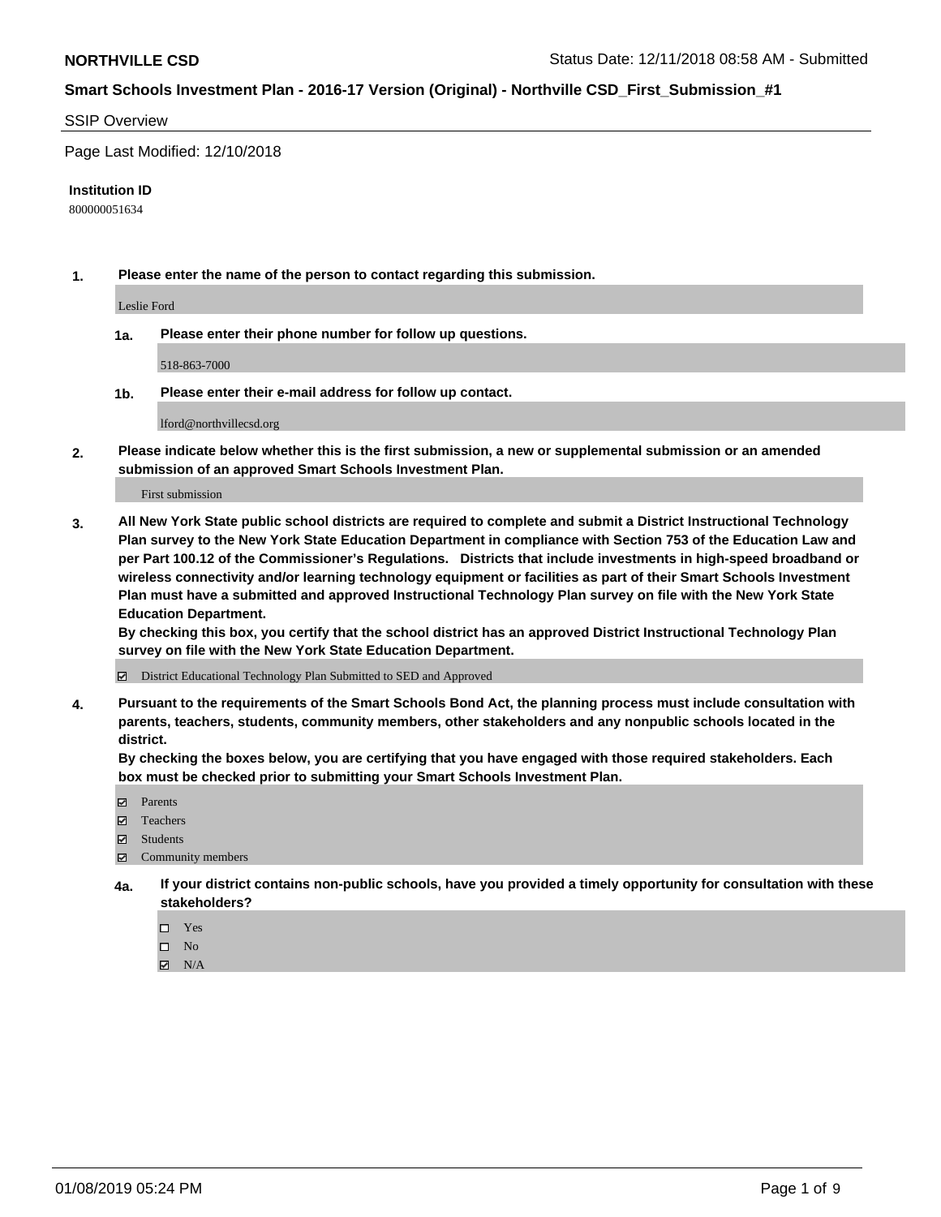**NORTHVILLE CSD** Status Date: 12/11/2018 08:58 AM - Submitted

**Smart Schools Investment Plan - 2016-17 Version (Original) - Northville CSD_First_Submission_#1**

SSIP Overview

Page Last Modified: 12/10/2018

**Institution ID**

800000051634

**1. Please enter the name of the person to contact regarding this submission.**

Leslie Ford

**1a. Please enter their phone number for follow up questions.**

518-863-7000

**1b. Please enter their e-mail address for follow up contact.**

lford@northvillecsd.org

**2. Please indicate below whether this is the first submission, a new or supplemental submission or an amended submission of an approved Smart Schools Investment Plan.**

First submission

**3. All New York State public school districts are required to complete and submit a District Instructional Technology Plan survey to the New York State Education Department in compliance with Section 753 of the Education Law and per Part 100.12 of the Commissioner's Regulations. Districts that include investments in high-speed broadband or wireless connectivity and/or learning technology equipment or facilities as part of their Smart Schools Investment Plan must have a submitted and approved Instructional Technology Plan survey on file with the New York State Education Department.**
**By checking this box, you certify that the school district has an approved District Instructional Technology Plan survey on file with the New York State Education Department.**

☑ District Educational Technology Plan Submitted to SED and Approved

**4. Pursuant to the requirements of the Smart Schools Bond Act, the planning process must include consultation with parents, teachers, students, community members, other stakeholders and any nonpublic schools located in the district.**
**By checking the boxes below, you are certifying that you have engaged with those required stakeholders. Each box must be checked prior to submitting your Smart Schools Investment Plan.**

☑ Parents
☑ Teachers
☑ Students
☑ Community members

**4a. If your district contains non-public schools, have you provided a timely opportunity for consultation with these stakeholders?**

☐ Yes
☐ No
☑ N/A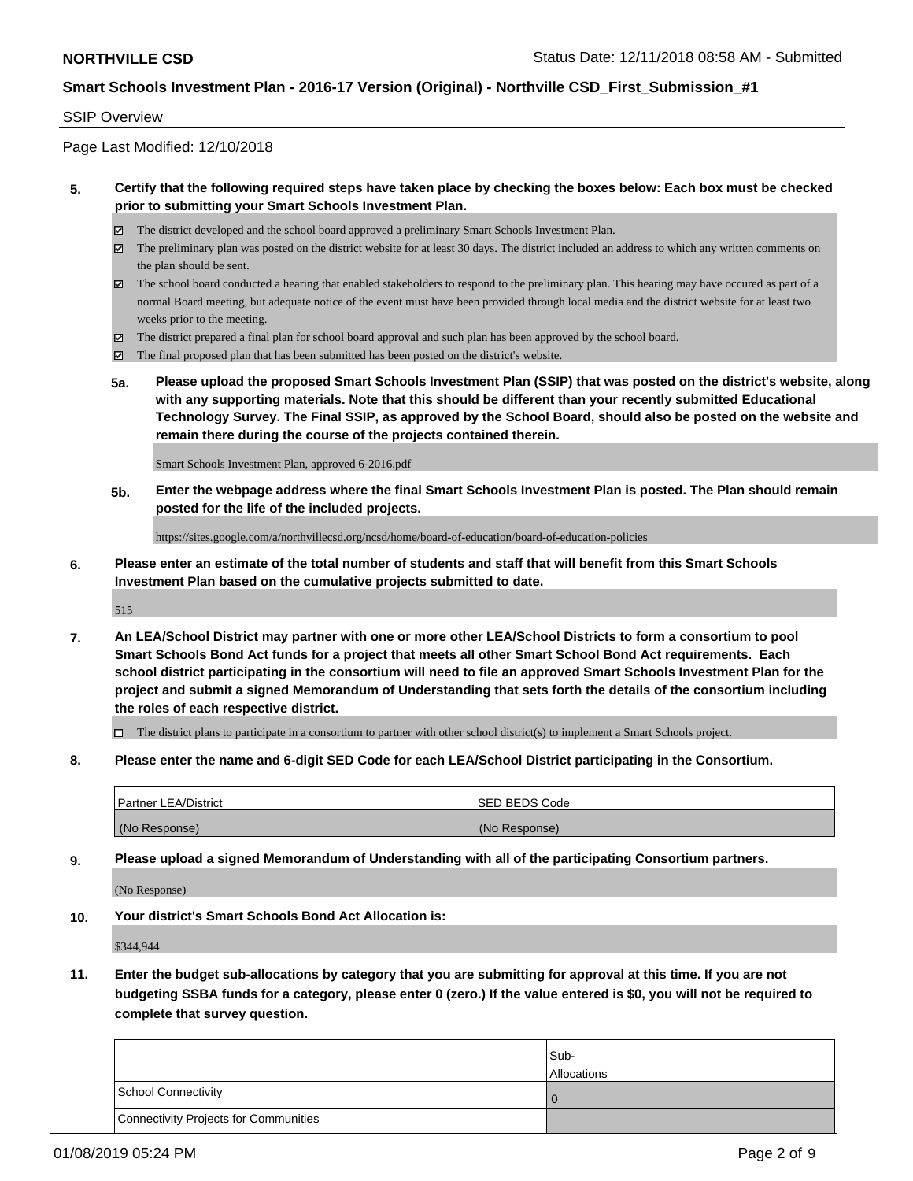SSIP Overview

Page Last Modified: 12/10/2018

**5. Certify that the following required steps have taken place by checking the boxes below: Each box must be checked prior to submitting your Smart Schools Investment Plan.**

- ☑ The district developed and the school board approved a preliminary Smart Schools Investment Plan.
- ☑ The preliminary plan was posted on the district website for at least 30 days. The district included an address to which any written comments on the plan should be sent.
- ☑ The school board conducted a hearing that enabled stakeholders to respond to the preliminary plan. This hearing may have occured as part of a normal Board meeting, but adequate notice of the event must have been provided through local media and the district website for at least two weeks prior to the meeting.
- ☑ The district prepared a final plan for school board approval and such plan has been approved by the school board.
- ☑ The final proposed plan that has been submitted has been posted on the district's website.

**5a. Please upload the proposed Smart Schools Investment Plan (SSIP) that was posted on the district's website, along with any supporting materials. Note that this should be different than your recently submitted Educational Technology Survey. The Final SSIP, as approved by the School Board, should also be posted on the website and remain there during the course of the projects contained therein.**

Smart Schools Investment Plan, approved 6-2016.pdf

**5b. Enter the webpage address where the final Smart Schools Investment Plan is posted. The Plan should remain posted for the life of the included projects.**

https://sites.google.com/a/northvillecsd.org/ncsd/home/board-of-education/board-of-education-policies

**6. Please enter an estimate of the total number of students and staff that will benefit from this Smart Schools Investment Plan based on the cumulative projects submitted to date.**

515

**7. An LEA/School District may partner with one or more other LEA/School Districts to form a consortium to pool Smart Schools Bond Act funds for a project that meets all other Smart School Bond Act requirements. Each school district participating in the consortium will need to file an approved Smart Schools Investment Plan for the project and submit a signed Memorandum of Understanding that sets forth the details of the consortium including the roles of each respective district.**

- ☐ The district plans to participate in a consortium to partner with other school district(s) to implement a Smart Schools project.

**8. Please enter the name and 6-digit SED Code for each LEA/School District participating in the Consortium.**

| Partner LEA/District | SED BEDS Code |
| --- | --- |
| (No Response) | (No Response) |

**9. Please upload a signed Memorandum of Understanding with all of the participating Consortium partners.**

(No Response)

**10. Your district's Smart Schools Bond Act Allocation is:**

$344,944

**11. Enter the budget sub-allocations by category that you are submitting for approval at this time. If you are not budgeting SSBA funds for a category, please enter 0 (zero.) If the value entered is $0, you will not be required to complete that survey question.**

| | Sub-Allocations |
| --- | --- |
| School Connectivity | 0 |
| Connectivity Projects for Communities | |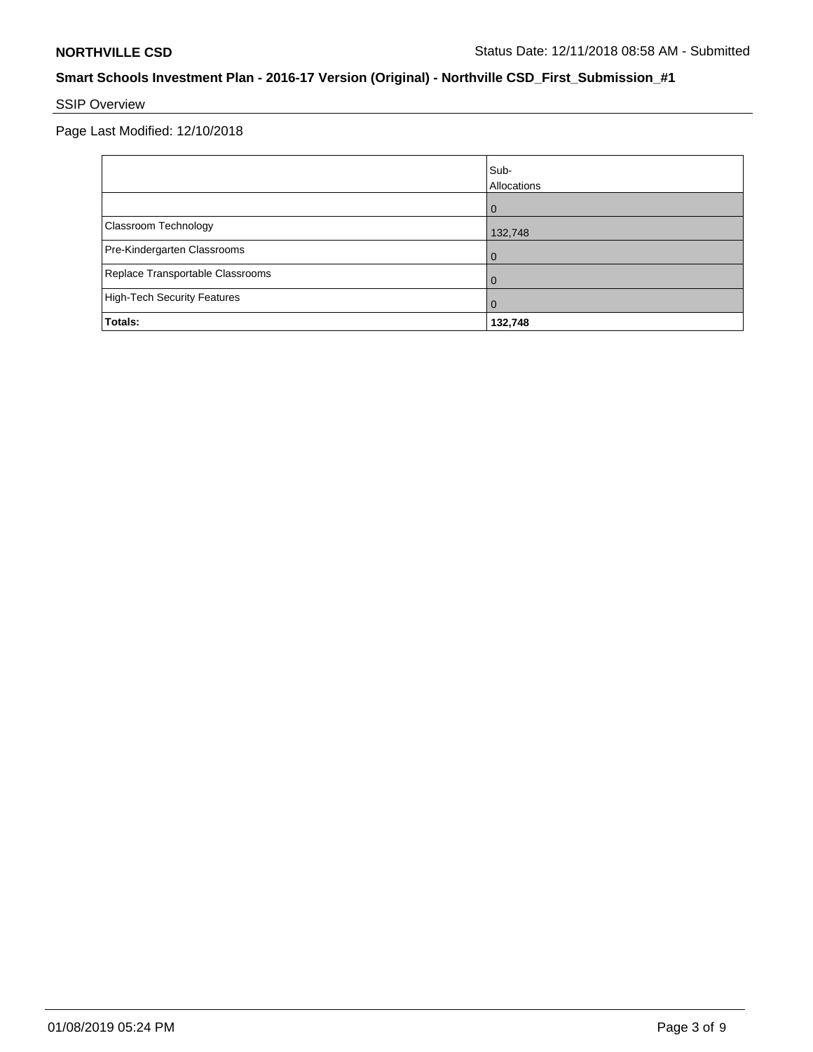## SSIP Overview

Page Last Modified: 12/10/2018

| | Sub-Allocations |
|---|---|
| | 0 |
| Classroom Technology | 132,748 |
| Pre-Kindergarten Classrooms | 0 |
| Replace Transportable Classrooms | 0 |
| High-Tech Security Features | 0 |
| **Totals:** | **132,748** |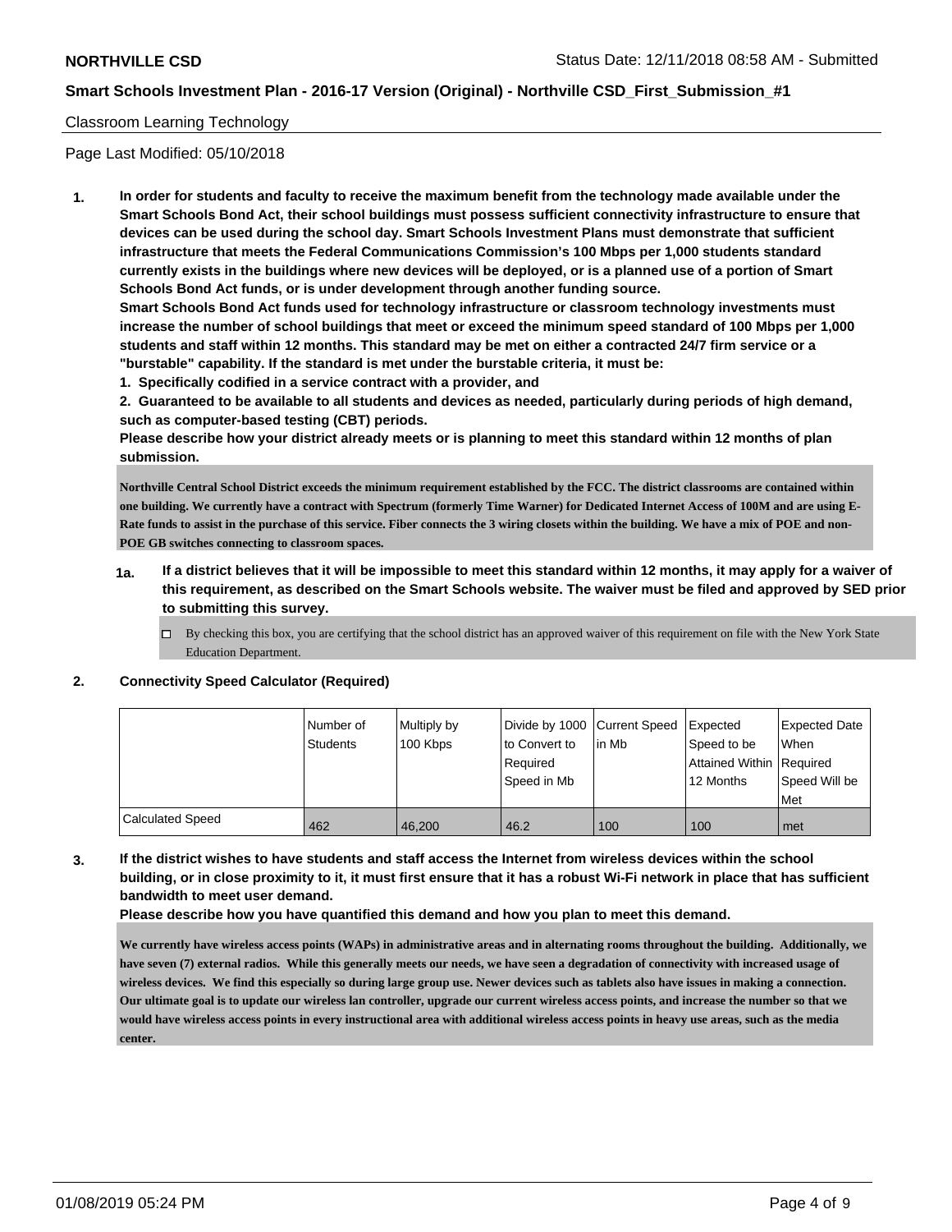Classroom Learning Technology

Page Last Modified: 05/10/2018

**1. In order for students and faculty to receive the maximum benefit from the technology made available under the Smart Schools Bond Act, their school buildings must possess sufficient connectivity infrastructure to ensure that devices can be used during the school day. Smart Schools Investment Plans must demonstrate that sufficient infrastructure that meets the Federal Communications Commission's 100 Mbps per 1,000 students standard currently exists in the buildings where new devices will be deployed, or is a planned use of a portion of Smart Schools Bond Act funds, or is under development through another funding source.**

**Smart Schools Bond Act funds used for technology infrastructure or classroom technology investments must increase the number of school buildings that meet or exceed the minimum speed standard of 100 Mbps per 1,000 students and staff within 12 months. This standard may be met on either a contracted 24/7 firm service or a "burstable" capability. If the standard is met under the burstable criteria, it must be:**

**1. Specifically codified in a service contract with a provider, and**

**2. Guaranteed to be available to all students and devices as needed, particularly during periods of high demand, such as computer-based testing (CBT) periods.**

**Please describe how your district already meets or is planning to meet this standard within 12 months of plan submission.**

**Northville Central School District exceeds the minimum requirement established by the FCC. The district classrooms are contained within one building. We currently have a contract with Spectrum (formerly Time Warner) for Dedicated Internet Access of 100M and are using E-Rate funds to assist in the purchase of this service. Fiber connects the 3 wiring closets within the building. We have a mix of POE and non-POE GB switches connecting to classroom spaces.**

**1a. If a district believes that it will be impossible to meet this standard within 12 months, it may apply for a waiver of this requirement, as described on the Smart Schools website. The waiver must be filed and approved by SED prior to submitting this survey.**

☐ By checking this box, you are certifying that the school district has an approved waiver of this requirement on file with the New York State Education Department.

**2. Connectivity Speed Calculator (Required)**

| | Number of Students | Multiply by 100 Kbps | Divide by 1000 to Convert to Required Speed in Mb | Current Speed in Mb | Expected Speed to be Attained Within 12 Months | Expected Date When Required Speed Will be Met |
|---|---|---|---|---|---|---|
| Calculated Speed | 462 | 46,200 | 46.2 | 100 | 100 | met |

**3. If the district wishes to have students and staff access the Internet from wireless devices within the school building, or in close proximity to it, it must first ensure that it has a robust Wi-Fi network in place that has sufficient bandwidth to meet user demand.**

**Please describe how you have quantified this demand and how you plan to meet this demand.**

**We currently have wireless access points (WAPs) in administrative areas and in alternating rooms throughout the building. Additionally, we have seven (7) external radios. While this generally meets our needs, we have seen a degradation of connectivity with increased usage of wireless devices. We find this especially so during large group use. Newer devices such as tablets also have issues in making a connection. Our ultimate goal is to update our wireless lan controller, upgrade our current wireless access points, and increase the number so that we would have wireless access points in every instructional area with additional wireless access points in heavy use areas, such as the media center.**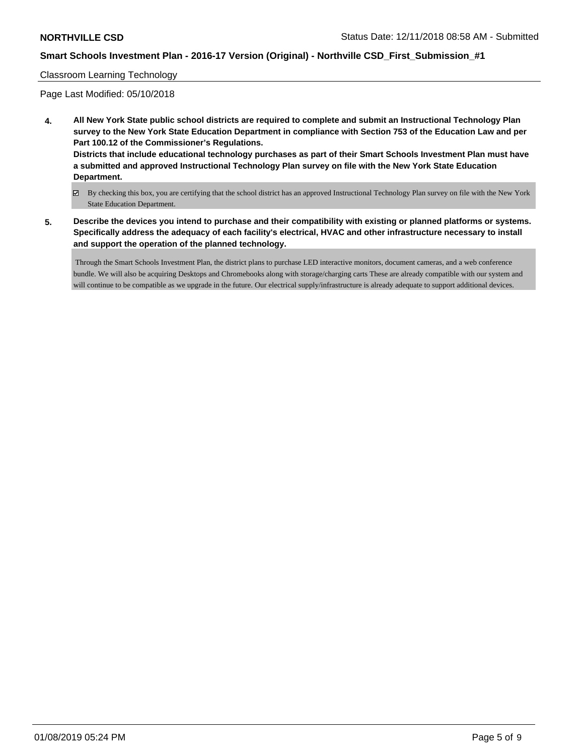Classroom Learning Technology

Page Last Modified: 05/10/2018

**4. All New York State public school districts are required to complete and submit an Instructional Technology Plan survey to the New York State Education Department in compliance with Section 753 of the Education Law and per Part 100.12 of the Commissioner's Regulations.**
**Districts that include educational technology purchases as part of their Smart Schools Investment Plan must have a submitted and approved Instructional Technology Plan survey on file with the New York State Education Department.**

☑ By checking this box, you are certifying that the school district has an approved Instructional Technology Plan survey on file with the New York State Education Department.

**5. Describe the devices you intend to purchase and their compatibility with existing or planned platforms or systems. Specifically address the adequacy of each facility's electrical, HVAC and other infrastructure necessary to install and support the operation of the planned technology.**

Through the Smart Schools Investment Plan, the district plans to purchase LED interactive monitors, document cameras, and a web conference bundle. We will also be acquiring Desktops and Chromebooks along with storage/charging carts These are already compatible with our system and will continue to be compatible as we upgrade in the future. Our electrical supply/infrastructure is already adequate to support additional devices.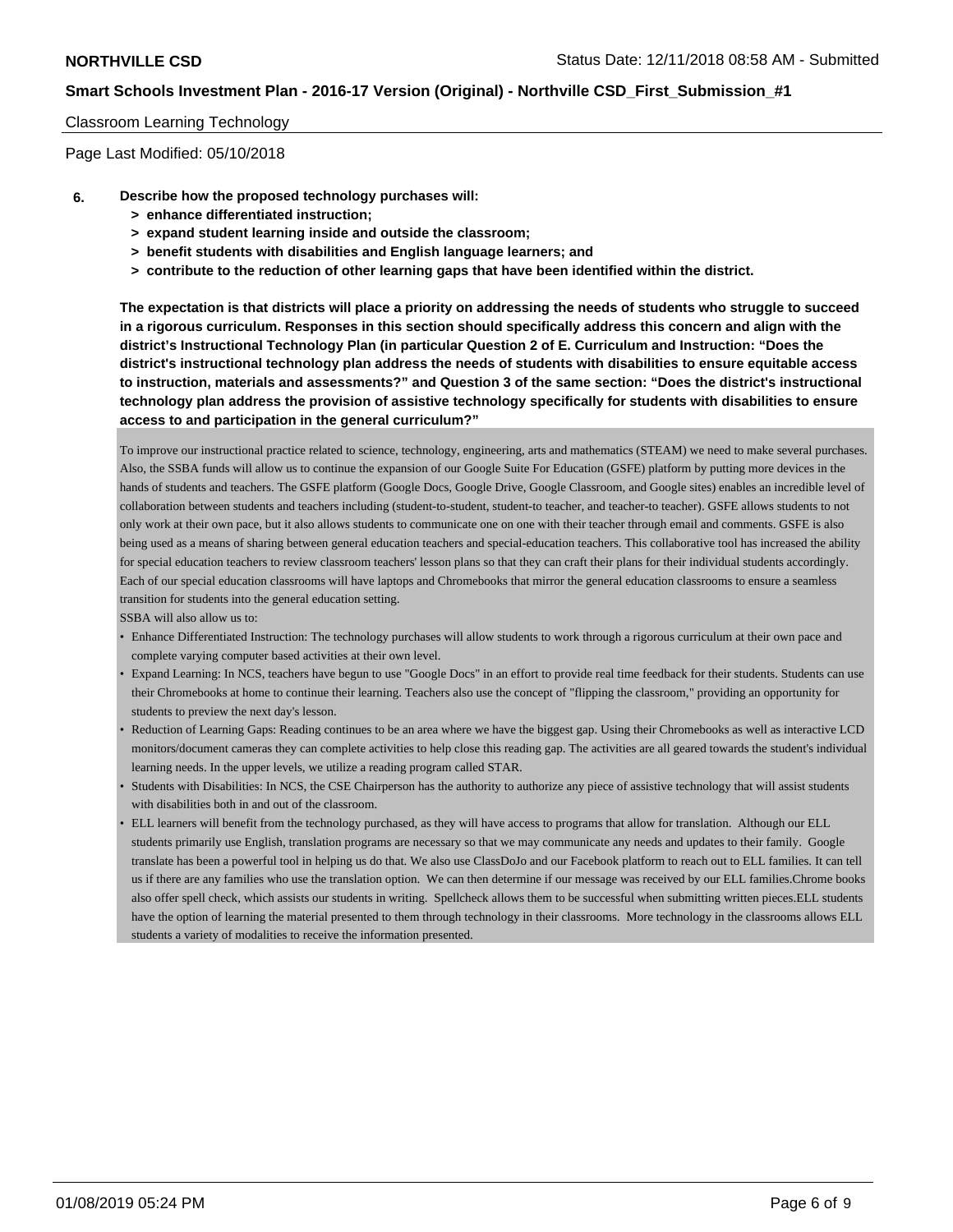Classroom Learning Technology

Page Last Modified: 05/10/2018

**6. Describe how the proposed technology purchases will:**
**> enhance differentiated instruction;**
**> expand student learning inside and outside the classroom;**
**> benefit students with disabilities and English language learners; and**
**> contribute to the reduction of other learning gaps that have been identified within the district.**

**The expectation is that districts will place a priority on addressing the needs of students who struggle to succeed in a rigorous curriculum. Responses in this section should specifically address this concern and align with the district's Instructional Technology Plan (in particular Question 2 of E. Curriculum and Instruction: "Does the district's instructional technology plan address the needs of students with disabilities to ensure equitable access to instruction, materials and assessments?" and Question 3 of the same section: "Does the district's instructional technology plan address the provision of assistive technology specifically for students with disabilities to ensure access to and participation in the general curriculum?"**

To improve our instructional practice related to science, technology, engineering, arts and mathematics (STEAM) we need to make several purchases. Also, the SSBA funds will allow us to continue the expansion of our Google Suite For Education (GSFE) platform by putting more devices in the hands of students and teachers. The GSFE platform (Google Docs, Google Drive, Google Classroom, and Google sites) enables an incredible level of collaboration between students and teachers including (student-to-student, student-to teacher, and teacher-to teacher). GSFE allows students to not only work at their own pace, but it also allows students to communicate one on one with their teacher through email and comments. GSFE is also being used as a means of sharing between general education teachers and special-education teachers. This collaborative tool has increased the ability for special education teachers to review classroom teachers' lesson plans so that they can craft their plans for their individual students accordingly. Each of our special education classrooms will have laptops and Chromebooks that mirror the general education classrooms to ensure a seamless transition for students into the general education setting.

SSBA will also allow us to:

- Enhance Differentiated Instruction: The technology purchases will allow students to work through a rigorous curriculum at their own pace and complete varying computer based activities at their own level.
- Expand Learning: In NCS, teachers have begun to use "Google Docs" in an effort to provide real time feedback for their students. Students can use their Chromebooks at home to continue their learning. Teachers also use the concept of "flipping the classroom," providing an opportunity for students to preview the next day's lesson.
- Reduction of Learning Gaps: Reading continues to be an area where we have the biggest gap. Using their Chromebooks as well as interactive LCD monitors/document cameras they can complete activities to help close this reading gap. The activities are all geared towards the student's individual learning needs. In the upper levels, we utilize a reading program called STAR.
- Students with Disabilities: In NCS, the CSE Chairperson has the authority to authorize any piece of assistive technology that will assist students with disabilities both in and out of the classroom.
- ELL learners will benefit from the technology purchased, as they will have access to programs that allow for translation. Although our ELL students primarily use English, translation programs are necessary so that we may communicate any needs and updates to their family. Google translate has been a powerful tool in helping us do that. We also use ClassDoJo and our Facebook platform to reach out to ELL families. It can tell us if there are any families who use the translation option. We can then determine if our message was received by our ELL families.Chrome books also offer spell check, which assists our students in writing. Spellcheck allows them to be successful when submitting written pieces.ELL students have the option of learning the material presented to them through technology in their classrooms. More technology in the classrooms allows ELL students a variety of modalities to receive the information presented.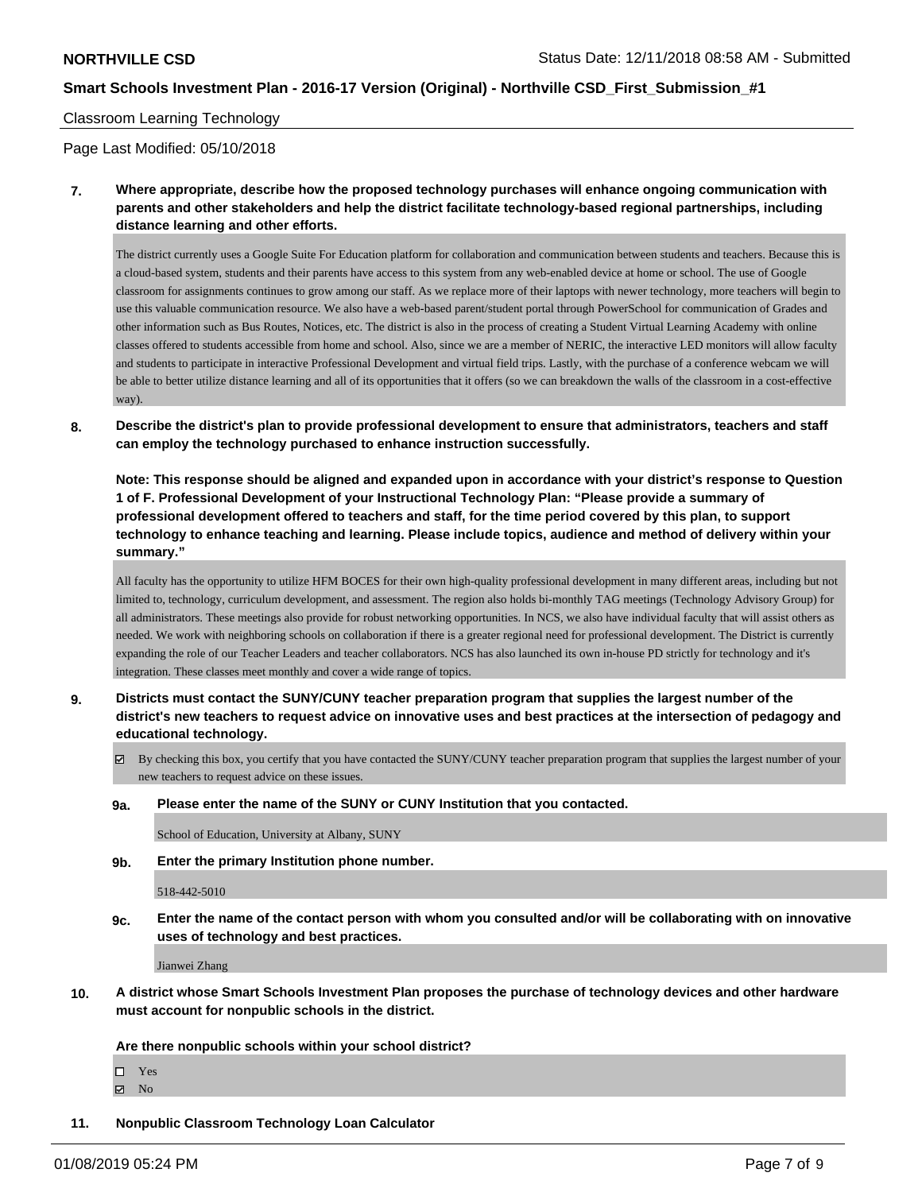Classroom Learning Technology

Page Last Modified: 05/10/2018

**7. Where appropriate, describe how the proposed technology purchases will enhance ongoing communication with parents and other stakeholders and help the district facilitate technology-based regional partnerships, including distance learning and other efforts.**

The district currently uses a Google Suite For Education platform for collaboration and communication between students and teachers. Because this is a cloud-based system, students and their parents have access to this system from any web-enabled device at home or school. The use of Google classroom for assignments continues to grow among our staff. As we replace more of their laptops with newer technology, more teachers will begin to use this valuable communication resource. We also have a web-based parent/student portal through PowerSchool for communication of Grades and other information such as Bus Routes, Notices, etc. The district is also in the process of creating a Student Virtual Learning Academy with online classes offered to students accessible from home and school. Also, since we are a member of NERIC, the interactive LED monitors will allow faculty and students to participate in interactive Professional Development and virtual field trips. Lastly, with the purchase of a conference webcam we will be able to better utilize distance learning and all of its opportunities that it offers (so we can breakdown the walls of the classroom in a cost-effective way).

**8. Describe the district's plan to provide professional development to ensure that administrators, teachers and staff can employ the technology purchased to enhance instruction successfully.**

**Note: This response should be aligned and expanded upon in accordance with your district's response to Question 1 of F. Professional Development of your Instructional Technology Plan: "Please provide a summary of professional development offered to teachers and staff, for the time period covered by this plan, to support technology to enhance teaching and learning. Please include topics, audience and method of delivery within your summary."**

All faculty has the opportunity to utilize HFM BOCES for their own high-quality professional development in many different areas, including but not limited to, technology, curriculum development, and assessment. The region also holds bi-monthly TAG meetings (Technology Advisory Group) for all administrators. These meetings also provide for robust networking opportunities. In NCS, we also have individual faculty that will assist others as needed. We work with neighboring schools on collaboration if there is a greater regional need for professional development. The District is currently expanding the role of our Teacher Leaders and teacher collaborators. NCS has also launched its own in-house PD strictly for technology and it's integration. These classes meet monthly and cover a wide range of topics.

**9. Districts must contact the SUNY/CUNY teacher preparation program that supplies the largest number of the district's new teachers to request advice on innovative uses and best practices at the intersection of pedagogy and educational technology.**

☑ By checking this box, you certify that you have contacted the SUNY/CUNY teacher preparation program that supplies the largest number of your new teachers to request advice on these issues.

**9a. Please enter the name of the SUNY or CUNY Institution that you contacted.**

School of Education, University at Albany, SUNY

**9b. Enter the primary Institution phone number.**

518-442-5010

**9c. Enter the name of the contact person with whom you consulted and/or will be collaborating with on innovative uses of technology and best practices.**

Jianwei Zhang

**10. A district whose Smart Schools Investment Plan proposes the purchase of technology devices and other hardware must account for nonpublic schools in the district.**

**Are there nonpublic schools within your school district?**

☐ Yes
☑ No

**11. Nonpublic Classroom Technology Loan Calculator**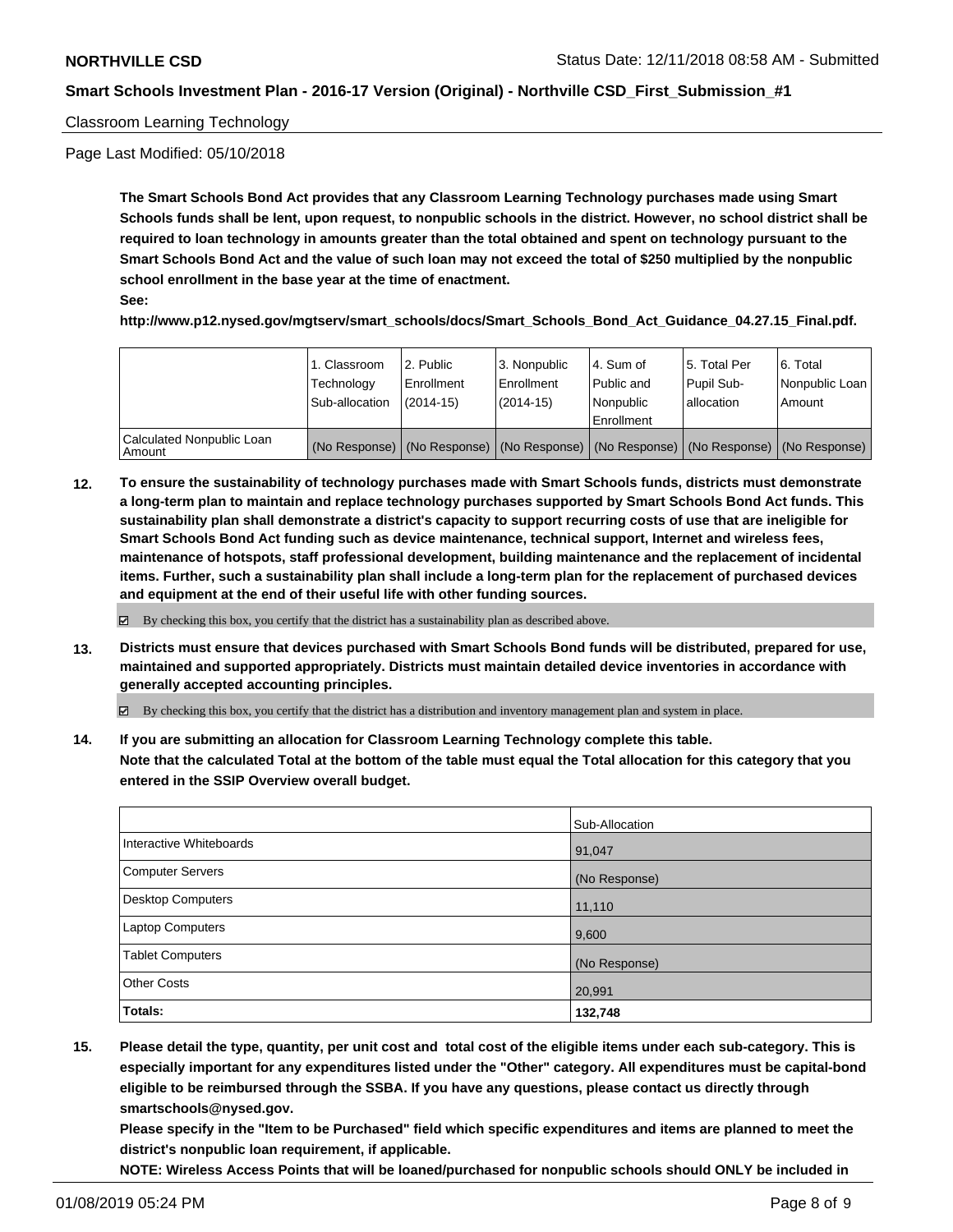Classroom Learning Technology

Page Last Modified: 05/10/2018

**The Smart Schools Bond Act provides that any Classroom Learning Technology purchases made using Smart Schools funds shall be lent, upon request, to nonpublic schools in the district. However, no school district shall be required to loan technology in amounts greater than the total obtained and spent on technology pursuant to the Smart Schools Bond Act and the value of such loan may not exceed the total of $250 multiplied by the nonpublic school enrollment in the base year at the time of enactment.**
**See:**
**http://www.p12.nysed.gov/mgtserv/smart_schools/docs/Smart_Schools_Bond_Act_Guidance_04.27.15_Final.pdf.**

| | 1. Classroom Technology Sub-allocation | 2. Public Enrollment (2014-15) | 3. Nonpublic Enrollment (2014-15) | 4. Sum of Public and Nonpublic Enrollment | 5. Total Per Pupil Sub-allocation | 6. Total Nonpublic Loan Amount |
|---|---|---|---|---|---|---|
| Calculated Nonpublic Loan Amount | (No Response) | (No Response) | (No Response) | (No Response) | (No Response) | (No Response) |

**12. To ensure the sustainability of technology purchases made with Smart Schools funds, districts must demonstrate a long-term plan to maintain and replace technology purchases supported by Smart Schools Bond Act funds. This sustainability plan shall demonstrate a district's capacity to support recurring costs of use that are ineligible for Smart Schools Bond Act funding such as device maintenance, technical support, Internet and wireless fees, maintenance of hotspots, staff professional development, building maintenance and the replacement of incidental items. Further, such a sustainability plan shall include a long-term plan for the replacement of purchased devices and equipment at the end of their useful life with other funding sources.**

☑ By checking this box, you certify that the district has a sustainability plan as described above.

**13. Districts must ensure that devices purchased with Smart Schools Bond funds will be distributed, prepared for use, maintained and supported appropriately. Districts must maintain detailed device inventories in accordance with generally accepted accounting principles.**

☑ By checking this box, you certify that the district has a distribution and inventory management plan and system in place.

**14. If you are submitting an allocation for Classroom Learning Technology complete this table.**
**Note that the calculated Total at the bottom of the table must equal the Total allocation for this category that you entered in the SSIP Overview overall budget.**

| | Sub-Allocation |
|---|---|
| Interactive Whiteboards | 91,047 |
| Computer Servers | (No Response) |
| Desktop Computers | 11,110 |
| Laptop Computers | 9,600 |
| Tablet Computers | (No Response) |
| Other Costs | 20,991 |
| **Totals:** | **132,748** |

**15. Please detail the type, quantity, per unit cost and total cost of the eligible items under each sub-category. This is especially important for any expenditures listed under the "Other" category. All expenditures must be capital-bond eligible to be reimbursed through the SSBA. If you have any questions, please contact us directly through smartschools@nysed.gov.**
**Please specify in the "Item to be Purchased" field which specific expenditures and items are planned to meet the district's nonpublic loan requirement, if applicable.**
**NOTE: Wireless Access Points that will be loaned/purchased for nonpublic schools should ONLY be included in**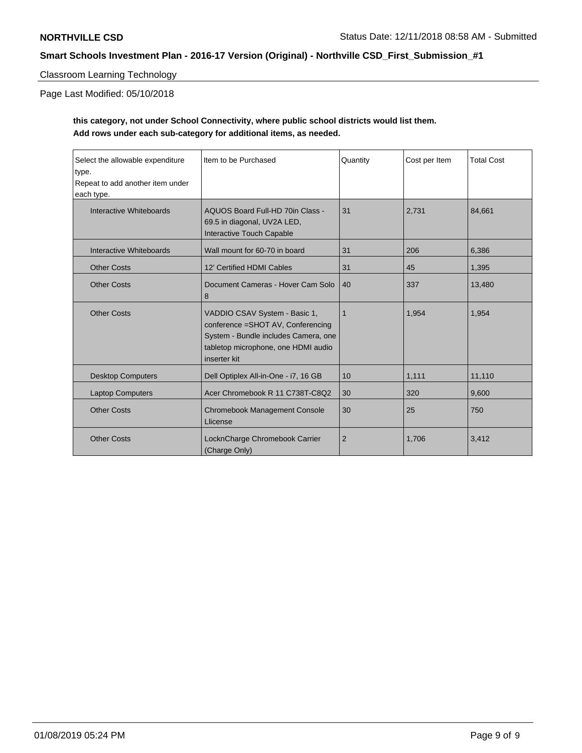Classroom Learning Technology

Page Last Modified: 05/10/2018

**this category, not under School Connectivity, where public school districts would list them.**
**Add rows under each sub-category for additional items, as needed.**

| Select the allowable expenditure type. Repeat to add another item under each type. | Item to be Purchased | Quantity | Cost per Item | Total Cost |
|---|---|---|---|---|
| Interactive Whiteboards | AQUOS Board Full-HD 70in Class - 69.5 in diagonal, UV2A LED, Interactive Touch Capable | 31 | 2,731 | 84,661 |
| Interactive Whiteboards | Wall mount for 60-70 in board | 31 | 206 | 6,386 |
| Other Costs | 12' Certified HDMI Cables | 31 | 45 | 1,395 |
| Other Costs | Document Cameras - Hover Cam Solo 8 | 40 | 337 | 13,480 |
| Other Costs | VADDIO CSAV System - Basic 1, conference =SHOT AV, Conferencing System - Bundle includes Camera, one tabletop microphone, one HDMI audio inserter kit | 1 | 1,954 | 1,954 |
| Desktop Computers | Dell Optiplex All-in-One - i7, 16 GB | 10 | 1,111 | 11,110 |
| Laptop Computers | Acer Chromebook R 11 C738T-C8Q2 | 30 | 320 | 9,600 |
| Other Costs | Chromebook Management Console Llicense | 30 | 25 | 750 |
| Other Costs | LocknCharge Chromebook Carrier (Charge Only) | 2 | 1,706 | 3,412 |